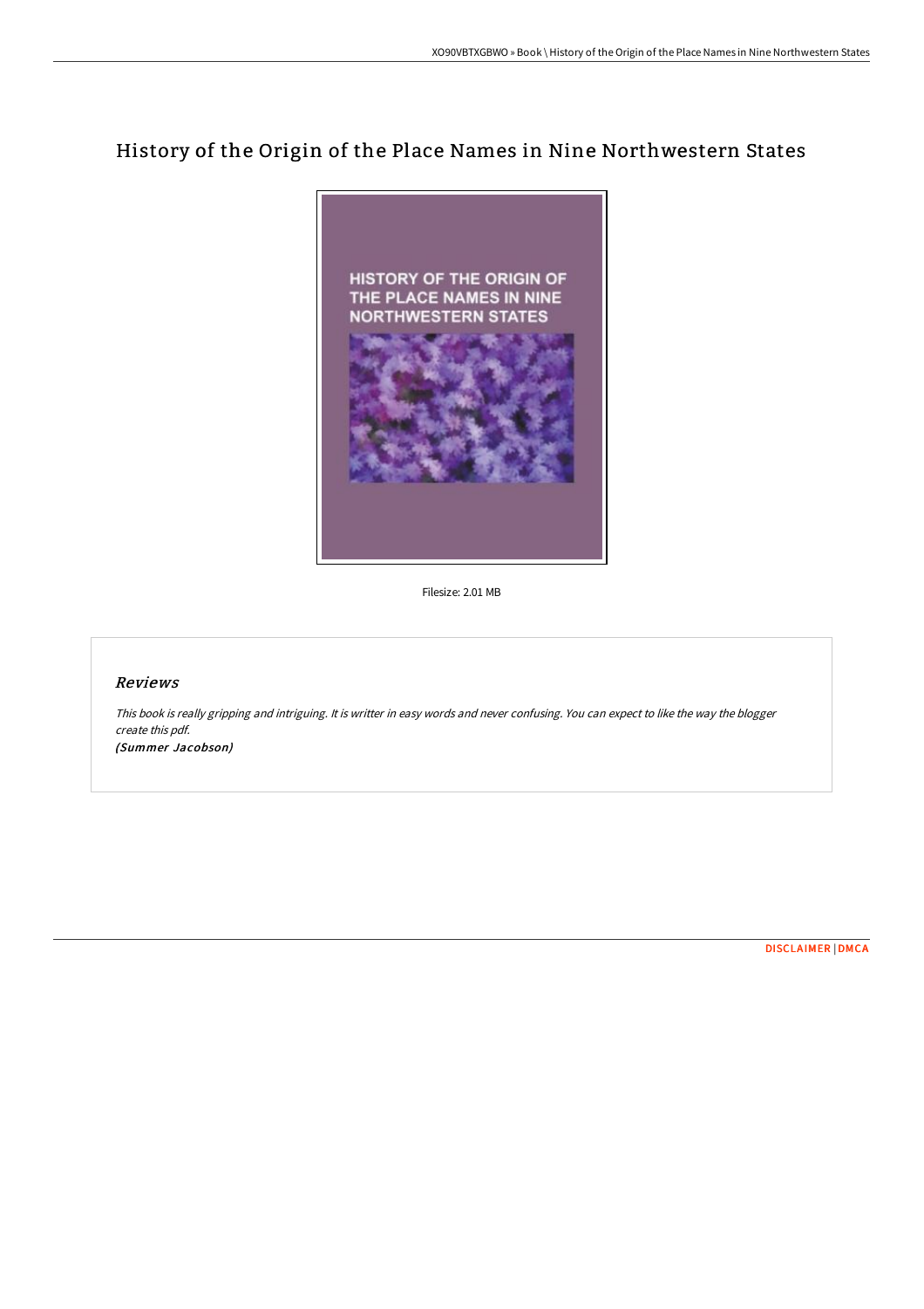# History of the Origin of the Place Names in Nine Northwestern States

Filesize: 2.01 MB

## Reviews

*This book is really gripping and intriguing. It is writter in easy words and never confusing. You can expect to like the way the blogger create this pdf.*

*(Summer Jacobson)*

DISCLAIMER | DMCA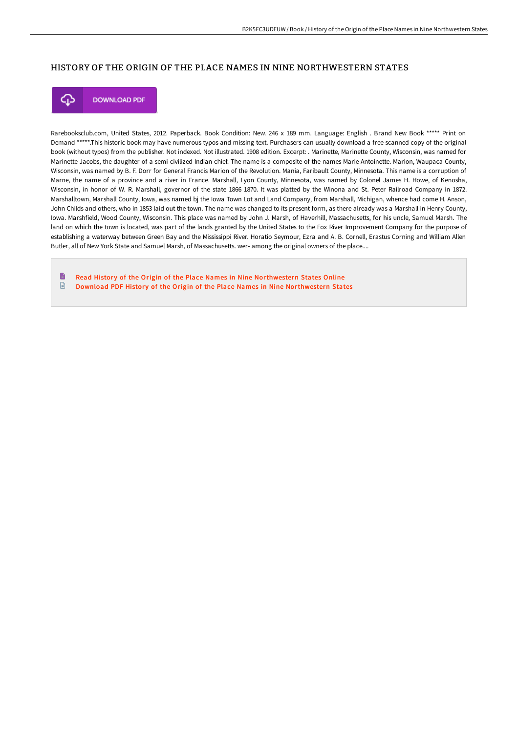# HISTORY OF THE ORIGIN OF THE PLACE NAMES IN NINE NORTHWESTERN STATES

DOWNLOAD PDF

Rarebooksclub.com, United States, 2012. Paperback. Book Condition: New. 246 x 189 mm. Language: English . Brand New Book ***** Print on Demand *****.This historic book may have numerous typos and missing text. Purchasers can usually download a free scanned copy of the original book (without typos) from the publisher. Not indexed. Not illustrated. 1908 edition. Excerpt: . Marinette, Marinette County, Wisconsin, was named for Marinette Jacobs, the daughter of a semi-civilized Indian chief. The name is a composite of the names Marie Antoinette. Marion, Waupaca County, Wisconsin, was named by B. F. Dorr for General Francis Marion of the Revolution. Mania, Faribault County, Minnesota. This name is a corruption of Marne, the name of a province and a river in France. Marshall, Lyon County, Minnesota, was named by Colonel James H. Howe, of Kenosha, Wisconsin, in honor of W. R. Marshall, governor of the state 1866 1870. It was platted by the Winona and St. Peter Railroad Company in 1872. Marshalltown, Marshall County, Iowa, was named bj the Iowa Town Lot and Land Company, from Marshall, Michigan, whence had come H. Anson, John Childs and others, who in 1853 laid out the town. The name was changed to its present form, as there already was a Marshall in Henry County, Iowa. Marshfield, Wood County, Wisconsin. This place was named by John J. Marsh, of Haverhill, Massachusetts, for his uncle, Samuel Marsh. The land on which the town is located, was part of the lands granted by the United States to the Fox River Improvement Company for the purpose of establishing a waterway between Green Bay and the Mississippi River. Horatio Seymour, Ezra and A. B. Cornell, Erastus Corning and William Allen Butler, all of New York State and Samuel Marsh, of Massachusetts. wer- among the original owners of the place....

- Read History of the Origin of the Place Names in Nine Northwestern States Online
- Download PDF History of the Origin of the Place Names in Nine Northwestern States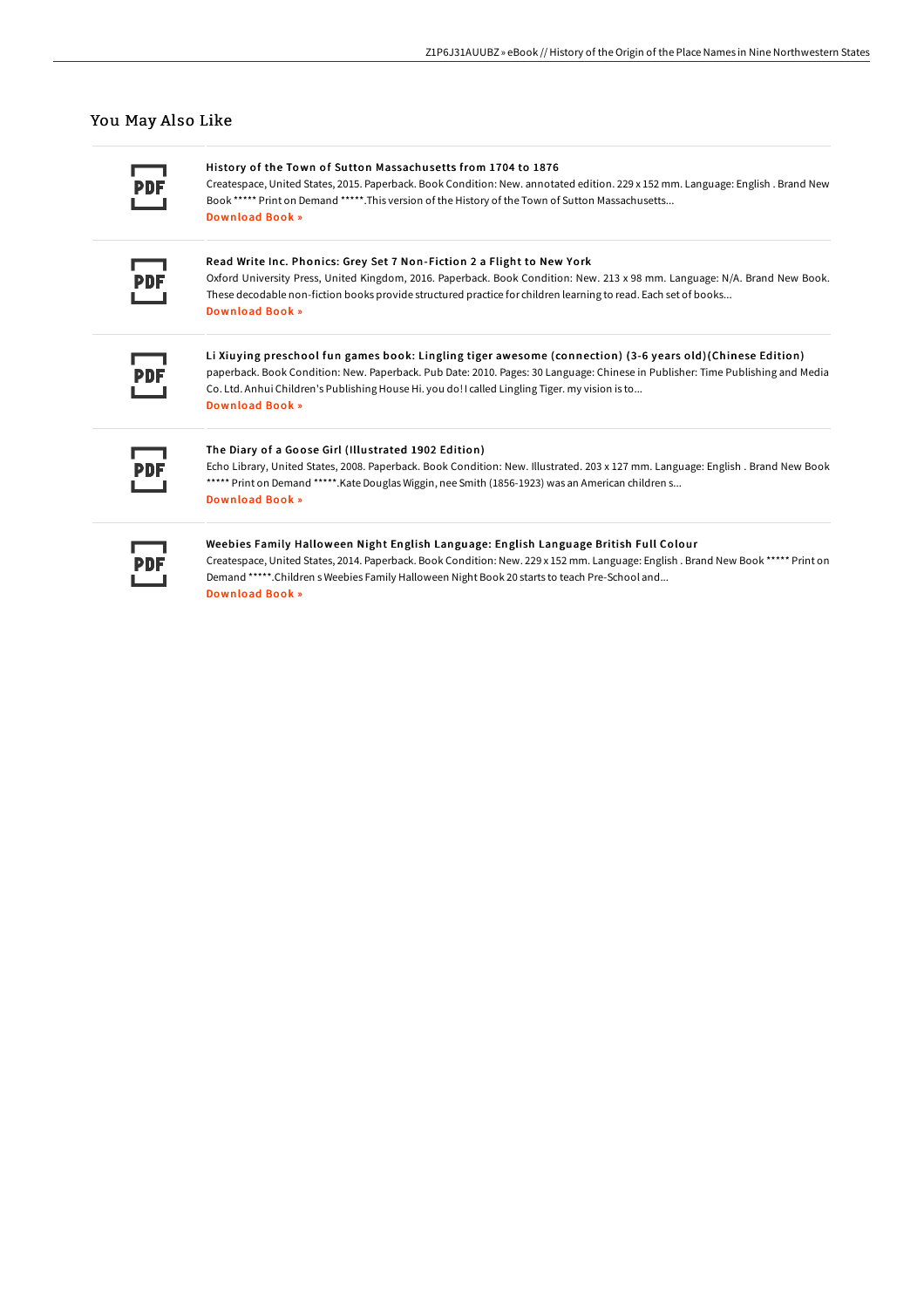## You May Also Like

**History of the Town of Sutton Massachusetts from 1704 to 1876**

Createspace, United States, 2015. Paperback. Book Condition: New. annotated edition. 229 x 152 mm. Language: English . Brand New Book ***** Print on Demand *****.This version of the History of the Town of Sutton Massachusetts...

Download Book »

**Read Write Inc. Phonics: Grey Set 7 Non-Fiction 2 a Flight to New York**

Oxford University Press, United Kingdom, 2016. Paperback. Book Condition: New. 213 x 98 mm. Language: N/A. Brand New Book. These decodable non-fiction books provide structured practice for children learning to read. Each set of books...

Download Book »

**Li Xiuying preschool fun games book: Lingling tiger awesome (connection) (3-6 years old)(Chinese Edition)**

paperback. Book Condition: New. Paperback. Pub Date: 2010. Pages: 30 Language: Chinese in Publisher: Time Publishing and Media Co. Ltd. Anhui Children's Publishing House Hi. you do! I called Lingling Tiger. my vision is to...

Download Book »

**The Diary of a Goose Girl (Illustrated 1902 Edition)**

Echo Library, United States, 2008. Paperback. Book Condition: New. Illustrated. 203 x 127 mm. Language: English . Brand New Book ***** Print on Demand *****.Kate Douglas Wiggin, nee Smith (1856-1923) was an American children s...

Download Book »

**Weebies Family Halloween Night English Language: English Language British Full Colour**

Createspace, United States, 2014. Paperback. Book Condition: New. 229 x 152 mm. Language: English . Brand New Book ***** Print on Demand *****.Children s Weebies Family Halloween Night Book 20 starts to teach Pre-School and...

Download Book »